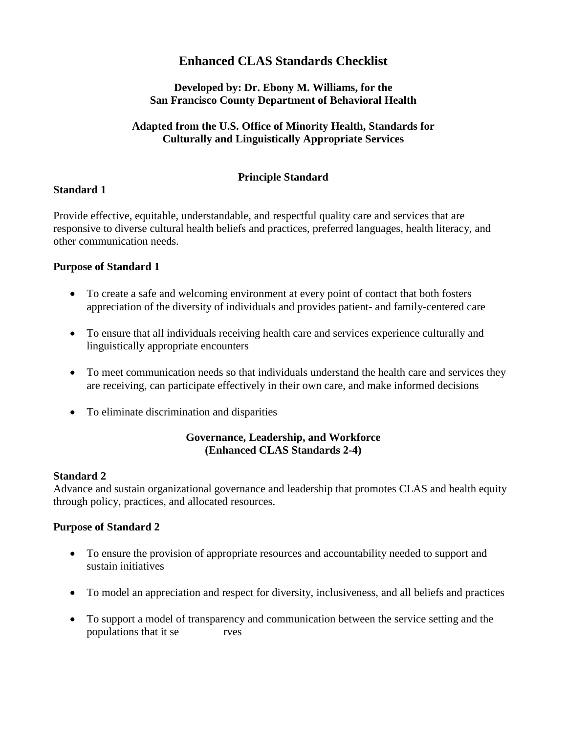# Enhanced CLAS Standards Checklist

**Developed by: Dr. Ebony M. Williams, for the San Francisco County Department of Behavioral Health**

**Adapted from the U.S. Office of Minority Health, Standards for Culturally and Linguistically Appropriate Services**

## Principle Standard

### Standard 1

Provide effective, equitable, understandable, and respectful quality care and services that are responsive to diverse cultural health beliefs and practices, preferred languages, health literacy, and other communication needs.

**Purpose of Standard 1**

- To create a safe and welcoming environment at every point of contact that both fosters appreciation of the diversity of individuals and provides patient- and family-centered care
- To ensure that all individuals receiving health care and services experience culturally and linguistically appropriate encounters
- To meet communication needs so that individuals understand the health care and services they are receiving, can participate effectively in their own care, and make informed decisions
- To eliminate discrimination and disparities

## Governance, Leadership, and Workforce (Enhanced CLAS Standards 2-4)

### Standard 2

Advance and sustain organizational governance and leadership that promotes CLAS and health equity through policy, practices, and allocated resources.

**Purpose of Standard 2**

- To ensure the provision of appropriate resources and accountability needed to support and sustain initiatives
- To model an appreciation and respect for diversity, inclusiveness, and all beliefs and practices
- To support a model of transparency and communication between the service setting and the populations that it serves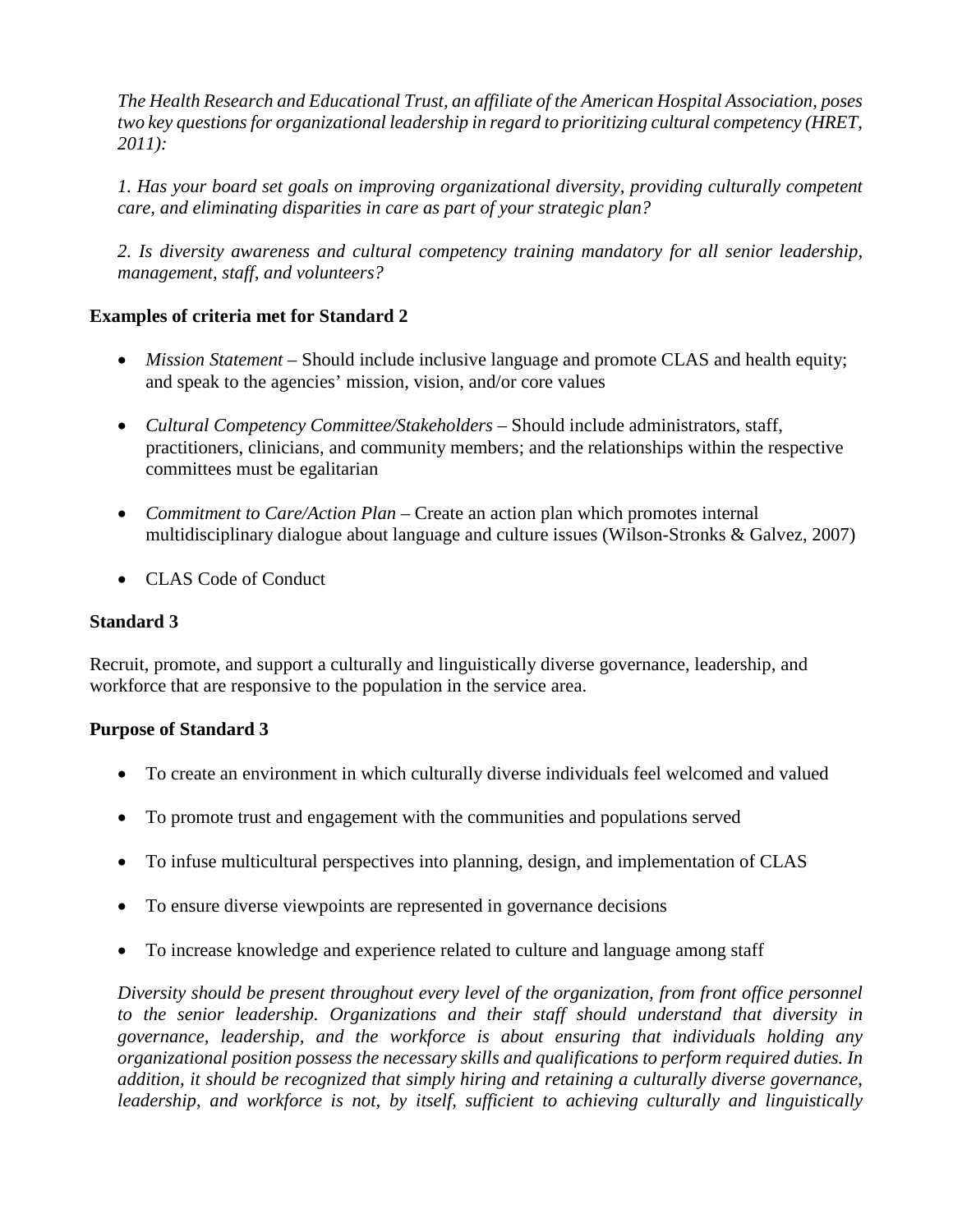*The Health Research and Educational Trust, an affiliate of the American Hospital Association, poses two key questions for organizational leadership in regard to prioritizing cultural competency (HRET, 2011):*

*1. Has your board set goals on improving organizational diversity, providing culturally competent care, and eliminating disparities in care as part of your strategic plan?*

*2. Is diversity awareness and cultural competency training mandatory for all senior leadership, management, staff, and volunteers?*

**Examples of criteria met for Standard 2**

- *Mission Statement* – Should include inclusive language and promote CLAS and health equity; and speak to the agencies' mission, vision, and/or core values
- *Cultural Competency Committee/Stakeholders* – Should include administrators, staff, practitioners, clinicians, and community members; and the relationships within the respective committees must be egalitarian
- *Commitment to Care/Action Plan* – Create an action plan which promotes internal multidisciplinary dialogue about language and culture issues (Wilson-Stronks & Galvez, 2007)
- CLAS Code of Conduct

**Standard 3**

Recruit, promote, and support a culturally and linguistically diverse governance, leadership, and workforce that are responsive to the population in the service area.

**Purpose of Standard 3**

- To create an environment in which culturally diverse individuals feel welcomed and valued
- To promote trust and engagement with the communities and populations served
- To infuse multicultural perspectives into planning, design, and implementation of CLAS
- To ensure diverse viewpoints are represented in governance decisions
- To increase knowledge and experience related to culture and language among staff

*Diversity should be present throughout every level of the organization, from front office personnel to the senior leadership. Organizations and their staff should understand that diversity in governance, leadership, and the workforce is about ensuring that individuals holding any organizational position possess the necessary skills and qualifications to perform required duties. In addition, it should be recognized that simply hiring and retaining a culturally diverse governance, leadership, and workforce is not, by itself, sufficient to achieving culturally and linguistically*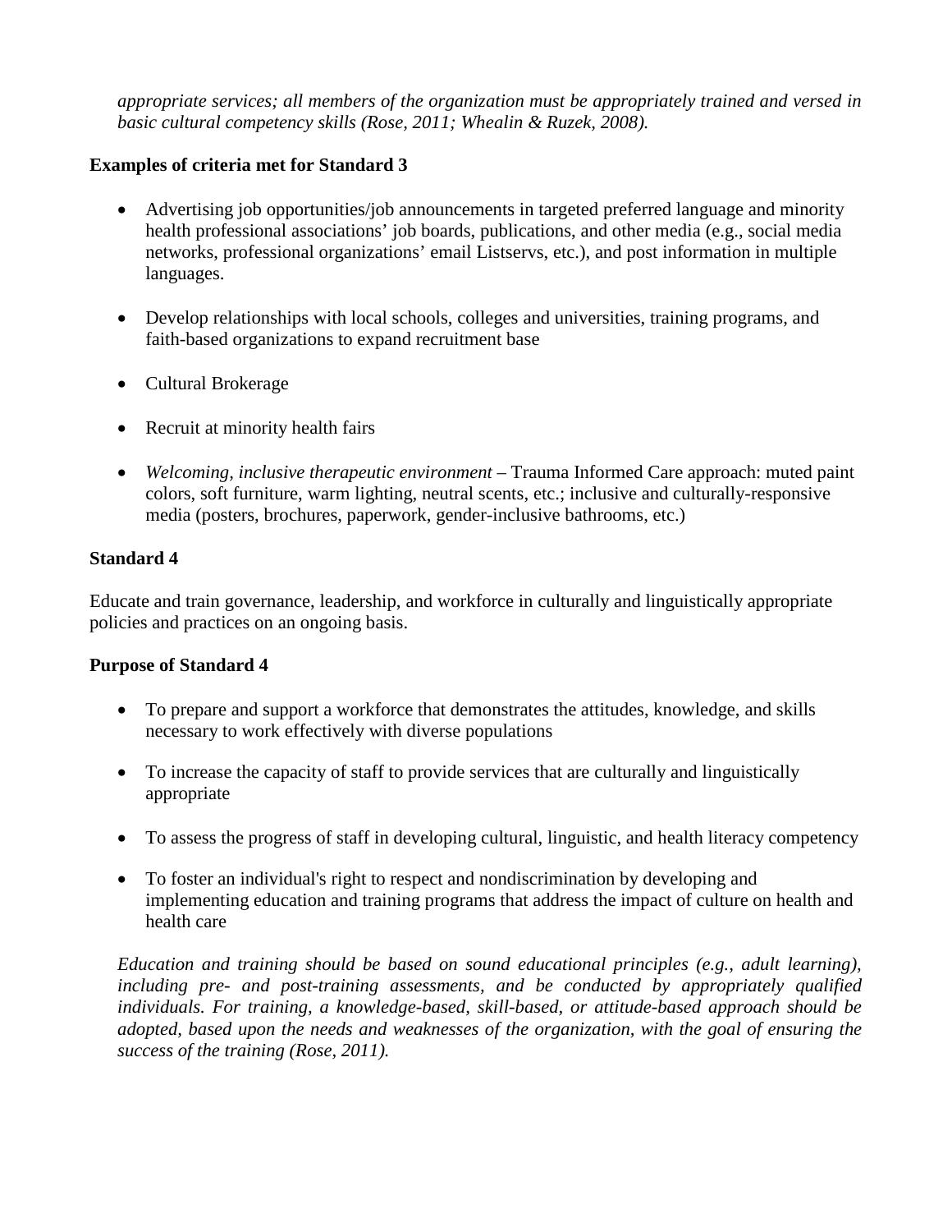*appropriate services; all members of the organization must be appropriately trained and versed in basic cultural competency skills (Rose, 2011; Whealin & Ruzek, 2008).*

**Examples of criteria met for Standard 3**

- Advertising job opportunities/job announcements in targeted preferred language and minority health professional associations' job boards, publications, and other media (e.g., social media networks, professional organizations' email Listservs, etc.), and post information in multiple languages.
- Develop relationships with local schools, colleges and universities, training programs, and faith-based organizations to expand recruitment base
- Cultural Brokerage
- Recruit at minority health fairs
- *Welcoming, inclusive therapeutic environment* – Trauma Informed Care approach: muted paint colors, soft furniture, warm lighting, neutral scents, etc.; inclusive and culturally-responsive media (posters, brochures, paperwork, gender-inclusive bathrooms, etc.)

**Standard 4**

Educate and train governance, leadership, and workforce in culturally and linguistically appropriate policies and practices on an ongoing basis.

**Purpose of Standard 4**

- To prepare and support a workforce that demonstrates the attitudes, knowledge, and skills necessary to work effectively with diverse populations
- To increase the capacity of staff to provide services that are culturally and linguistically appropriate
- To assess the progress of staff in developing cultural, linguistic, and health literacy competency
- To foster an individual's right to respect and nondiscrimination by developing and implementing education and training programs that address the impact of culture on health and health care

*Education and training should be based on sound educational principles (e.g., adult learning), including pre- and post-training assessments, and be conducted by appropriately qualified individuals. For training, a knowledge-based, skill-based, or attitude-based approach should be adopted, based upon the needs and weaknesses of the organization, with the goal of ensuring the success of the training (Rose, 2011).*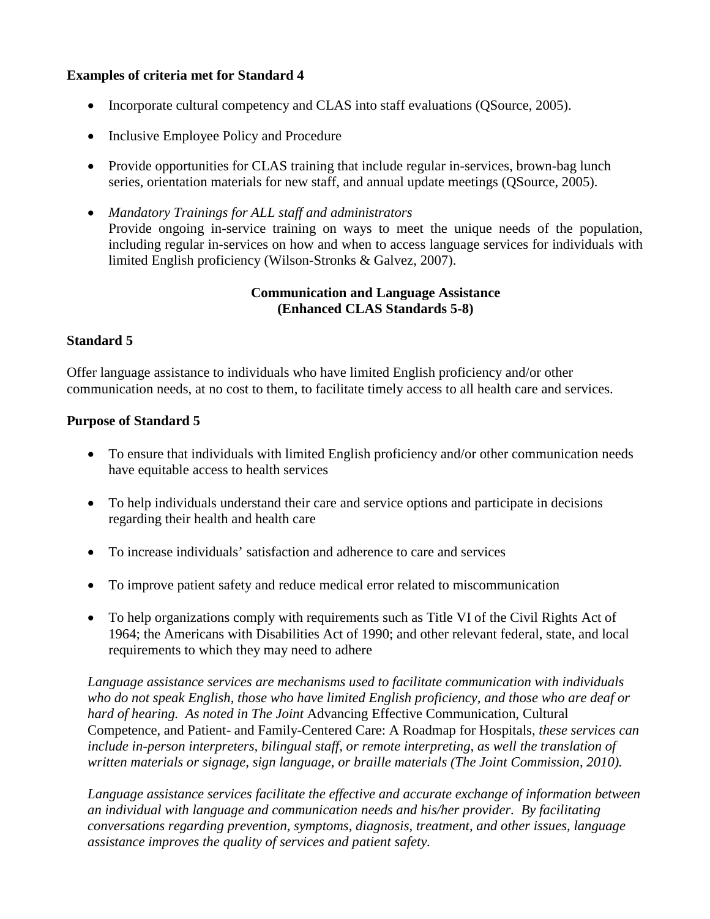**Examples of criteria met for Standard 4**

- Incorporate cultural competency and CLAS into staff evaluations (QSource, 2005).
- Inclusive Employee Policy and Procedure
- Provide opportunities for CLAS training that include regular in-services, brown-bag lunch series, orientation materials for new staff, and annual update meetings (QSource, 2005).
- *Mandatory Trainings for ALL staff and administrators*
  Provide ongoing in-service training on ways to meet the unique needs of the population, including regular in-services on how and when to access language services for individuals with limited English proficiency (Wilson-Stronks & Galvez, 2007).

## Communication and Language Assistance (Enhanced CLAS Standards 5-8)

**Standard 5**

Offer language assistance to individuals who have limited English proficiency and/or other communication needs, at no cost to them, to facilitate timely access to all health care and services.

**Purpose of Standard 5**

- To ensure that individuals with limited English proficiency and/or other communication needs have equitable access to health services
- To help individuals understand their care and service options and participate in decisions regarding their health and health care
- To increase individuals' satisfaction and adherence to care and services
- To improve patient safety and reduce medical error related to miscommunication
- To help organizations comply with requirements such as Title VI of the Civil Rights Act of 1964; the Americans with Disabilities Act of 1990; and other relevant federal, state, and local requirements to which they may need to adhere

*Language assistance services are mechanisms used to facilitate communication with individuals who do not speak English, those who have limited English proficiency, and those who are deaf or hard of hearing. As noted in The Joint* Advancing Effective Communication, Cultural Competence, and Patient- and Family-Centered Care: A Roadmap for Hospitals, *these services can include in-person interpreters, bilingual staff, or remote interpreting, as well the translation of written materials or signage, sign language, or braille materials (The Joint Commission, 2010).*

*Language assistance services facilitate the effective and accurate exchange of information between an individual with language and communication needs and his/her provider. By facilitating conversations regarding prevention, symptoms, diagnosis, treatment, and other issues, language assistance improves the quality of services and patient safety.*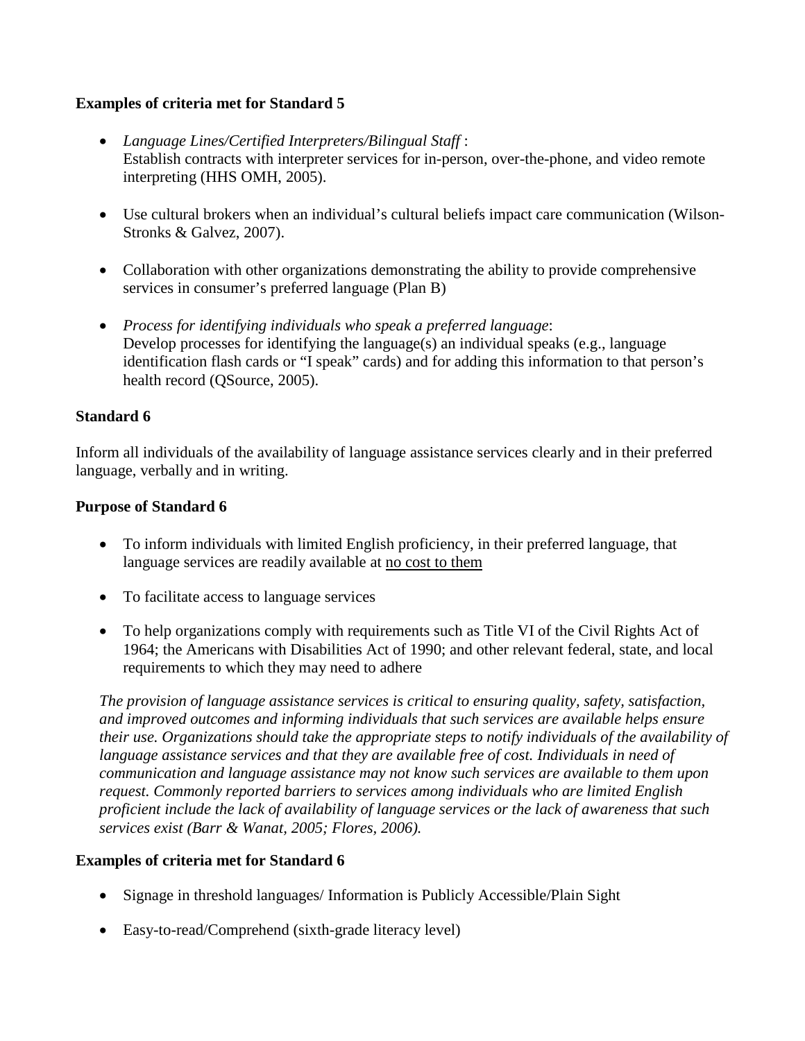**Examples of criteria met for Standard 5**

- *Language Lines/Certified Interpreters/Bilingual Staff* :
  Establish contracts with interpreter services for in-person, over-the-phone, and video remote interpreting (HHS OMH, 2005).

- Use cultural brokers when an individual's cultural beliefs impact care communication (Wilson-Stronks & Galvez, 2007).

- Collaboration with other organizations demonstrating the ability to provide comprehensive services in consumer's preferred language (Plan B)

- *Process for identifying individuals who speak a preferred language*:
  Develop processes for identifying the language(s) an individual speaks (e.g., language identification flash cards or "I speak" cards) and for adding this information to that person's health record (QSource, 2005).

**Standard 6**

Inform all individuals of the availability of language assistance services clearly and in their preferred language, verbally and in writing.

**Purpose of Standard 6**

- To inform individuals with limited English proficiency, in their preferred language, that language services are readily available at <u>no cost to them</u>

- To facilitate access to language services

- To help organizations comply with requirements such as Title VI of the Civil Rights Act of 1964; the Americans with Disabilities Act of 1990; and other relevant federal, state, and local requirements to which they may need to adhere

*The provision of language assistance services is critical to ensuring quality, safety, satisfaction, and improved outcomes and informing individuals that such services are available helps ensure their use. Organizations should take the appropriate steps to notify individuals of the availability of language assistance services and that they are available free of cost. Individuals in need of communication and language assistance may not know such services are available to them upon request. Commonly reported barriers to services among individuals who are limited English proficient include the lack of availability of language services or the lack of awareness that such services exist (Barr & Wanat, 2005; Flores, 2006).*

**Examples of criteria met for Standard 6**

- Signage in threshold languages/ Information is Publicly Accessible/Plain Sight

- Easy-to-read/Comprehend (sixth-grade literacy level)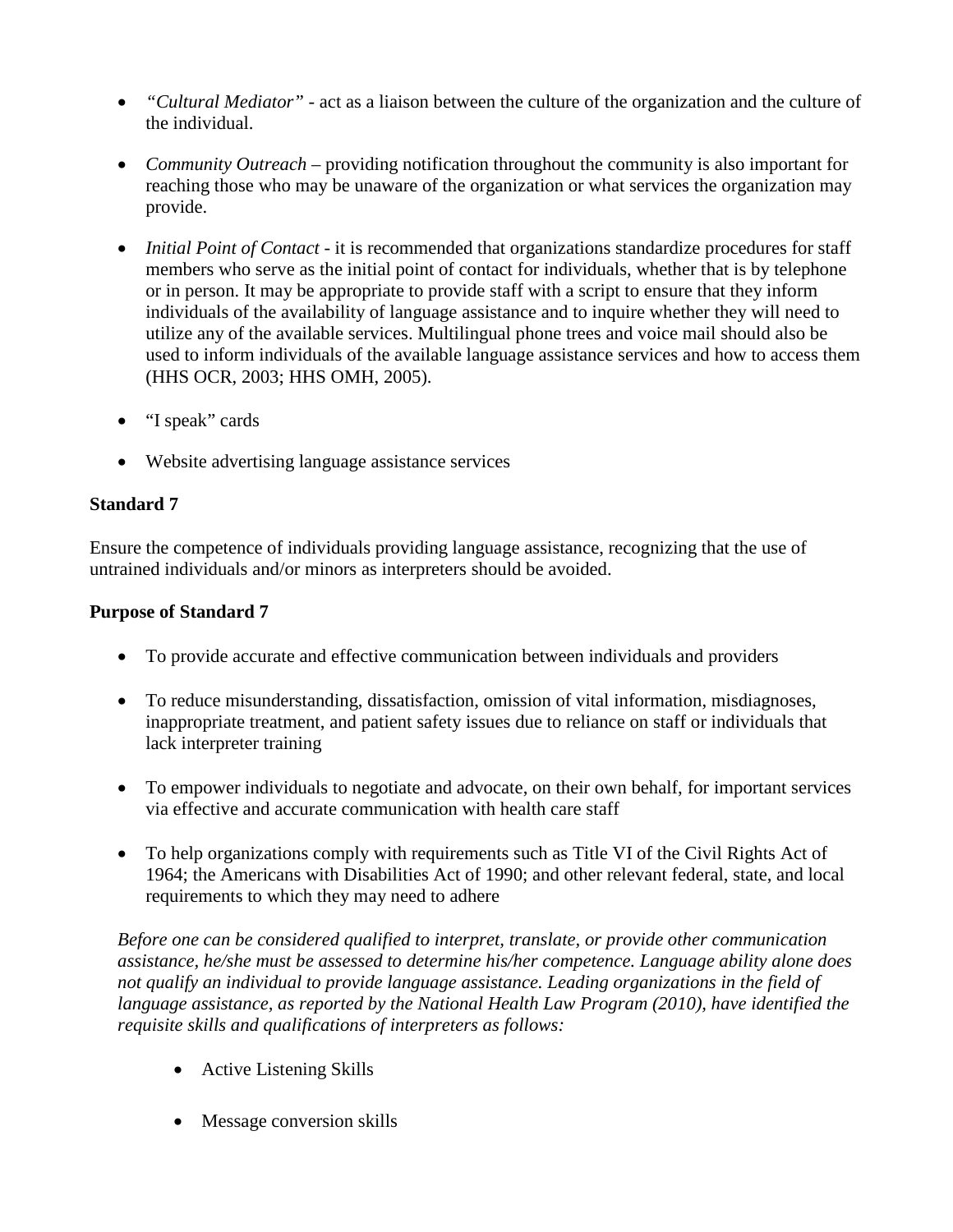- *"Cultural Mediator"* - act as a liaison between the culture of the organization and the culture of the individual.

- *Community Outreach* – providing notification throughout the community is also important for reaching those who may be unaware of the organization or what services the organization may provide.

- *Initial Point of Contact* - it is recommended that organizations standardize procedures for staff members who serve as the initial point of contact for individuals, whether that is by telephone or in person. It may be appropriate to provide staff with a script to ensure that they inform individuals of the availability of language assistance and to inquire whether they will need to utilize any of the available services. Multilingual phone trees and voice mail should also be used to inform individuals of the available language assistance services and how to access them (HHS OCR, 2003; HHS OMH, 2005).

- "I speak" cards

- Website advertising language assistance services

**Standard 7**

Ensure the competence of individuals providing language assistance, recognizing that the use of untrained individuals and/or minors as interpreters should be avoided.

**Purpose of Standard 7**

- To provide accurate and effective communication between individuals and providers

- To reduce misunderstanding, dissatisfaction, omission of vital information, misdiagnoses, inappropriate treatment, and patient safety issues due to reliance on staff or individuals that lack interpreter training

- To empower individuals to negotiate and advocate, on their own behalf, for important services via effective and accurate communication with health care staff

- To help organizations comply with requirements such as Title VI of the Civil Rights Act of 1964; the Americans with Disabilities Act of 1990; and other relevant federal, state, and local requirements to which they may need to adhere

*Before one can be considered qualified to interpret, translate, or provide other communication assistance, he/she must be assessed to determine his/her competence. Language ability alone does not qualify an individual to provide language assistance. Leading organizations in the field of language assistance, as reported by the National Health Law Program (2010), have identified the requisite skills and qualifications of interpreters as follows:*

  - Active Listening Skills

  - Message conversion skills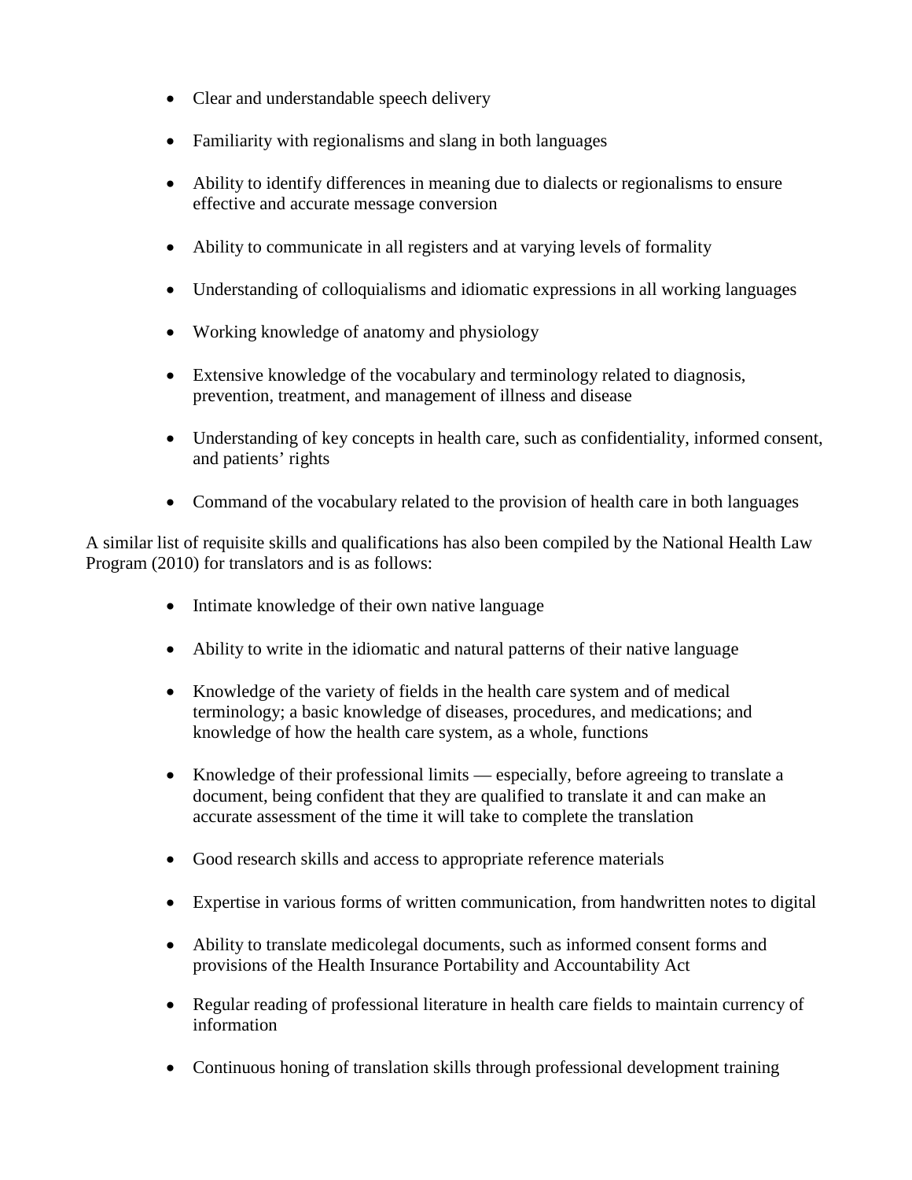- Clear and understandable speech delivery
- Familiarity with regionalisms and slang in both languages
- Ability to identify differences in meaning due to dialects or regionalisms to ensure effective and accurate message conversion
- Ability to communicate in all registers and at varying levels of formality
- Understanding of colloquialisms and idiomatic expressions in all working languages
- Working knowledge of anatomy and physiology
- Extensive knowledge of the vocabulary and terminology related to diagnosis, prevention, treatment, and management of illness and disease
- Understanding of key concepts in health care, such as confidentiality, informed consent, and patients' rights
- Command of the vocabulary related to the provision of health care in both languages

A similar list of requisite skills and qualifications has also been compiled by the National Health Law Program (2010) for translators and is as follows:

- Intimate knowledge of their own native language
- Ability to write in the idiomatic and natural patterns of their native language
- Knowledge of the variety of fields in the health care system and of medical terminology; a basic knowledge of diseases, procedures, and medications; and knowledge of how the health care system, as a whole, functions
- Knowledge of their professional limits — especially, before agreeing to translate a document, being confident that they are qualified to translate it and can make an accurate assessment of the time it will take to complete the translation
- Good research skills and access to appropriate reference materials
- Expertise in various forms of written communication, from handwritten notes to digital
- Ability to translate medicolegal documents, such as informed consent forms and provisions of the Health Insurance Portability and Accountability Act
- Regular reading of professional literature in health care fields to maintain currency of information
- Continuous honing of translation skills through professional development training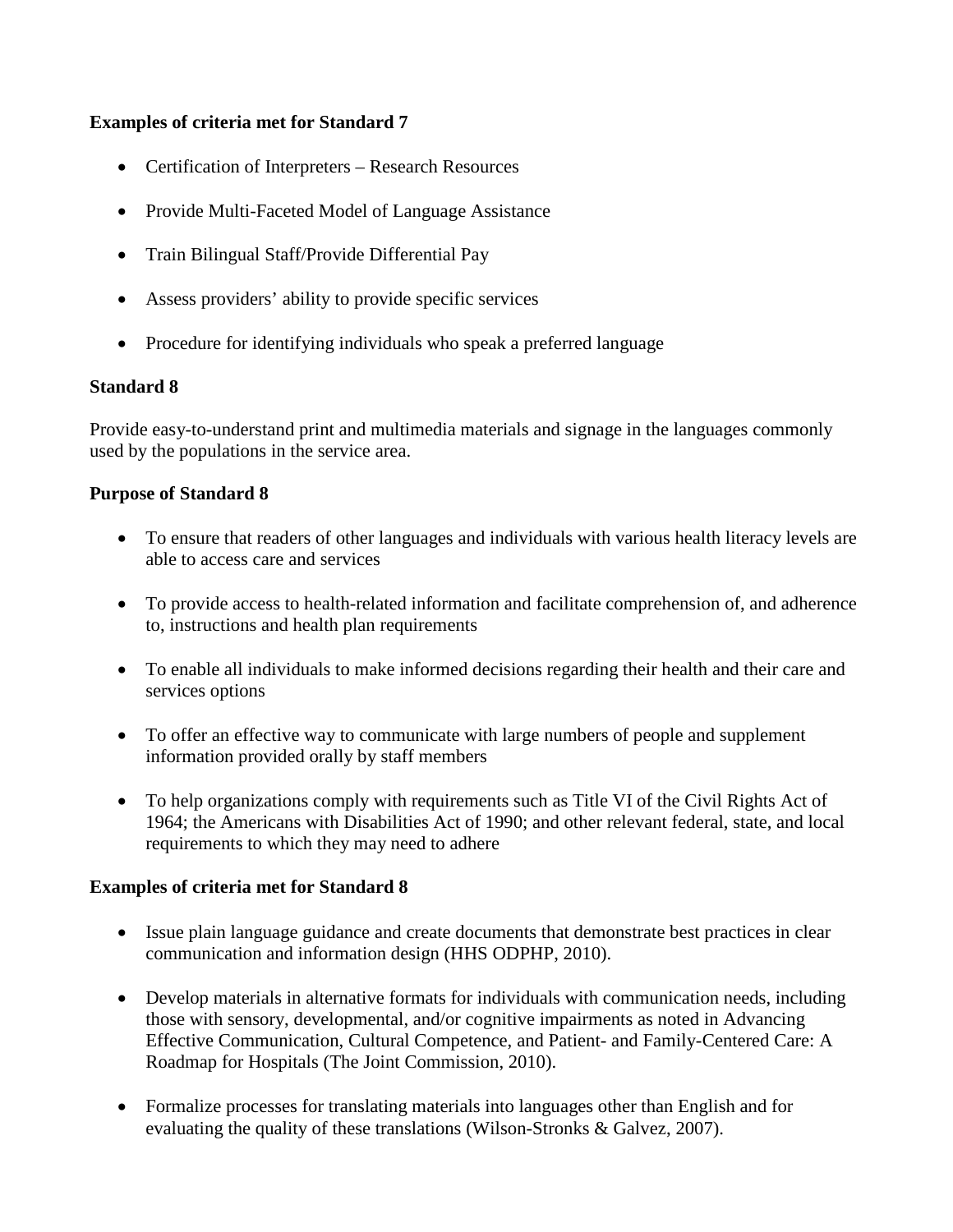**Examples of criteria met for Standard 7**

- Certification of Interpreters – Research Resources
- Provide Multi-Faceted Model of Language Assistance
- Train Bilingual Staff/Provide Differential Pay
- Assess providers' ability to provide specific services
- Procedure for identifying individuals who speak a preferred language

**Standard 8**

Provide easy-to-understand print and multimedia materials and signage in the languages commonly used by the populations in the service area.

**Purpose of Standard 8**

- To ensure that readers of other languages and individuals with various health literacy levels are able to access care and services
- To provide access to health-related information and facilitate comprehension of, and adherence to, instructions and health plan requirements
- To enable all individuals to make informed decisions regarding their health and their care and services options
- To offer an effective way to communicate with large numbers of people and supplement information provided orally by staff members
- To help organizations comply with requirements such as Title VI of the Civil Rights Act of 1964; the Americans with Disabilities Act of 1990; and other relevant federal, state, and local requirements to which they may need to adhere

**Examples of criteria met for Standard 8**

- Issue plain language guidance and create documents that demonstrate best practices in clear communication and information design (HHS ODPHP, 2010).
- Develop materials in alternative formats for individuals with communication needs, including those with sensory, developmental, and/or cognitive impairments as noted in Advancing Effective Communication, Cultural Competence, and Patient- and Family-Centered Care: A Roadmap for Hospitals (The Joint Commission, 2010).
- Formalize processes for translating materials into languages other than English and for evaluating the quality of these translations (Wilson-Stronks & Galvez, 2007).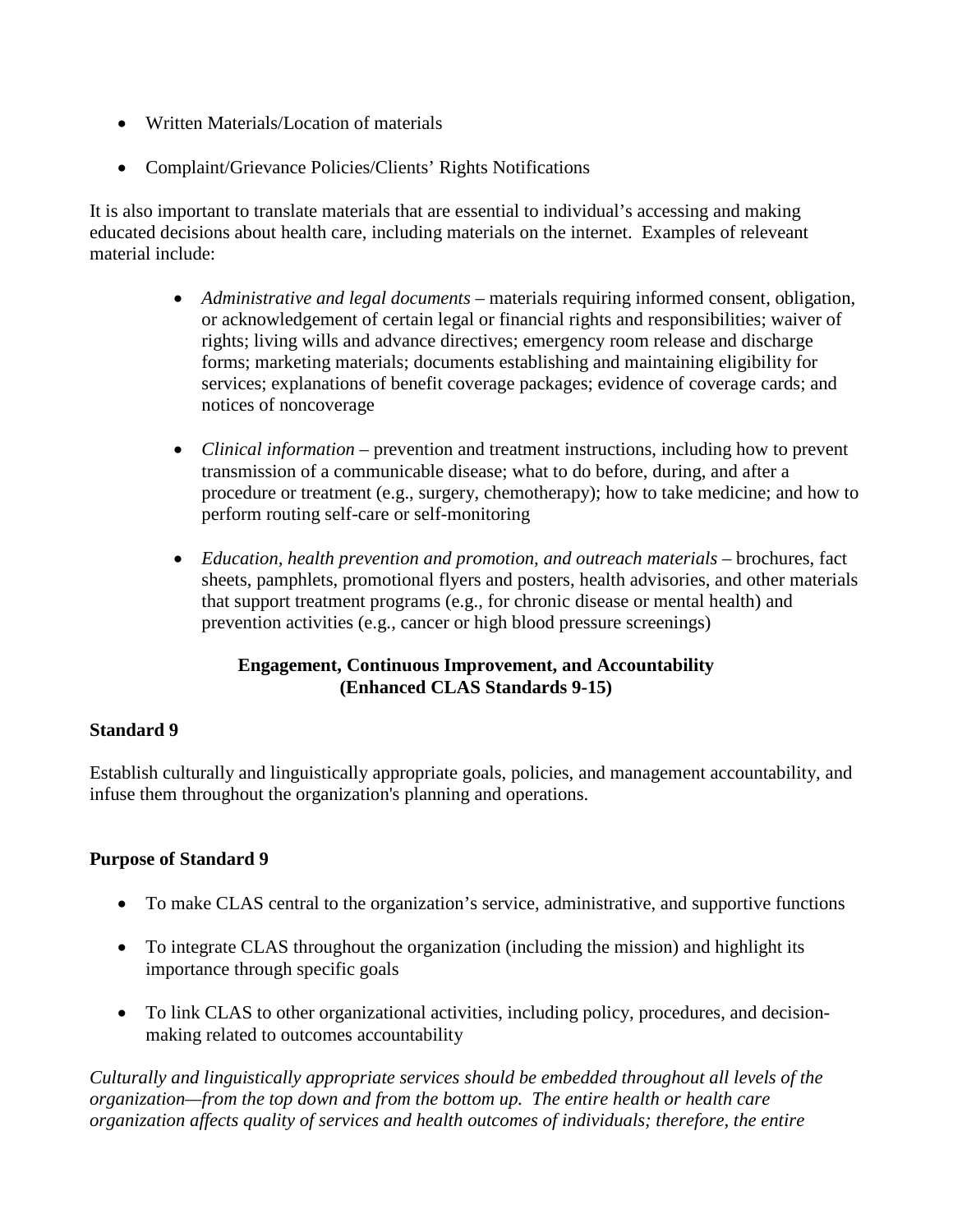- Written Materials/Location of materials
- Complaint/Grievance Policies/Clients' Rights Notifications

It is also important to translate materials that are essential to individual's accessing and making educated decisions about health care, including materials on the internet. Examples of releveant material include:

- *Administrative and legal documents* – materials requiring informed consent, obligation, or acknowledgement of certain legal or financial rights and responsibilities; waiver of rights; living wills and advance directives; emergency room release and discharge forms; marketing materials; documents establishing and maintaining eligibility for services; explanations of benefit coverage packages; evidence of coverage cards; and notices of noncoverage

- *Clinical information* – prevention and treatment instructions, including how to prevent transmission of a communicable disease; what to do before, during, and after a procedure or treatment (e.g., surgery, chemotherapy); how to take medicine; and how to perform routing self-care or self-monitoring

- *Education, health prevention and promotion, and outreach materials* – brochures, fact sheets, pamphlets, promotional flyers and posters, health advisories, and other materials that support treatment programs (e.g., for chronic disease or mental health) and prevention activities (e.g., cancer or high blood pressure screenings)

## Engagement, Continuous Improvement, and Accountability (Enhanced CLAS Standards 9-15)

### Standard 9

Establish culturally and linguistically appropriate goals, policies, and management accountability, and infuse them throughout the organization's planning and operations.

### Purpose of Standard 9

- To make CLAS central to the organization's service, administrative, and supportive functions
- To integrate CLAS throughout the organization (including the mission) and highlight its importance through specific goals
- To link CLAS to other organizational activities, including policy, procedures, and decision-making related to outcomes accountability

*Culturally and linguistically appropriate services should be embedded throughout all levels of the organization—from the top down and from the bottom up. The entire health or health care organization affects quality of services and health outcomes of individuals; therefore, the entire*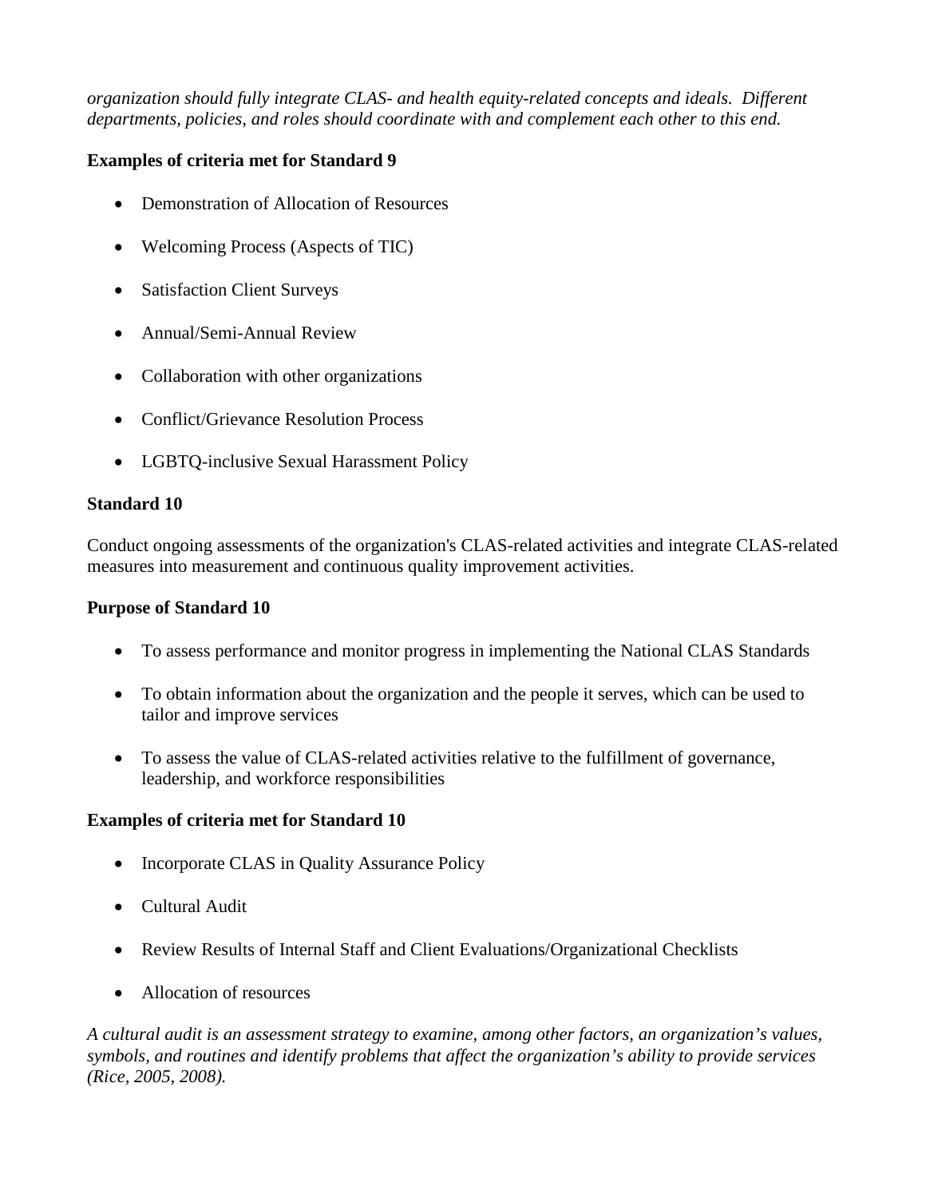*organization should fully integrate CLAS- and health equity-related concepts and ideals. Different departments, policies, and roles should coordinate with and complement each other to this end.*

**Examples of criteria met for Standard 9**

- Demonstration of Allocation of Resources
- Welcoming Process (Aspects of TIC)
- Satisfaction Client Surveys
- Annual/Semi-Annual Review
- Collaboration with other organizations
- Conflict/Grievance Resolution Process
- LGBTQ-inclusive Sexual Harassment Policy

**Standard 10**

Conduct ongoing assessments of the organization's CLAS-related activities and integrate CLAS-related measures into measurement and continuous quality improvement activities.

**Purpose of Standard 10**

- To assess performance and monitor progress in implementing the National CLAS Standards
- To obtain information about the organization and the people it serves, which can be used to tailor and improve services
- To assess the value of CLAS-related activities relative to the fulfillment of governance, leadership, and workforce responsibilities

**Examples of criteria met for Standard 10**

- Incorporate CLAS in Quality Assurance Policy
- Cultural Audit
- Review Results of Internal Staff and Client Evaluations/Organizational Checklists
- Allocation of resources

*A cultural audit is an assessment strategy to examine, among other factors, an organization's values, symbols, and routines and identify problems that affect the organization's ability to provide services (Rice, 2005, 2008).*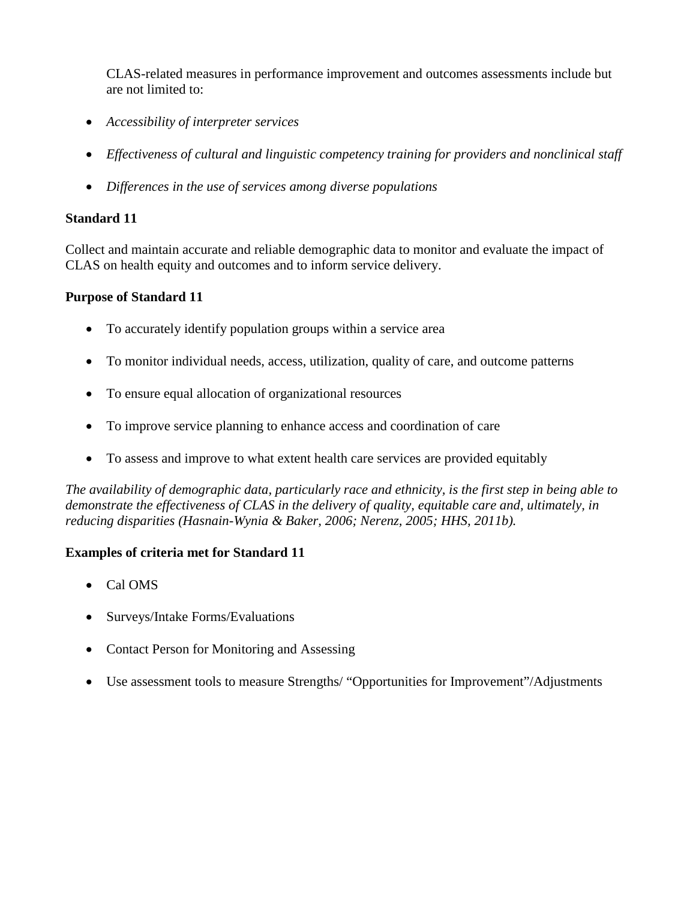CLAS-related measures in performance improvement and outcomes assessments include but are not limited to:

- *Accessibility of interpreter services*
- *Effectiveness of cultural and linguistic competency training for providers and nonclinical staff*
- *Differences in the use of services among diverse populations*

**Standard 11**

Collect and maintain accurate and reliable demographic data to monitor and evaluate the impact of CLAS on health equity and outcomes and to inform service delivery.

**Purpose of Standard 11**

- To accurately identify population groups within a service area
- To monitor individual needs, access, utilization, quality of care, and outcome patterns
- To ensure equal allocation of organizational resources
- To improve service planning to enhance access and coordination of care
- To assess and improve to what extent health care services are provided equitably

*The availability of demographic data, particularly race and ethnicity, is the first step in being able to demonstrate the effectiveness of CLAS in the delivery of quality, equitable care and, ultimately, in reducing disparities (Hasnain-Wynia & Baker, 2006; Nerenz, 2005; HHS, 2011b).*

**Examples of criteria met for Standard 11**

- Cal OMS
- Surveys/Intake Forms/Evaluations
- Contact Person for Monitoring and Assessing
- Use assessment tools to measure Strengths/ "Opportunities for Improvement"/Adjustments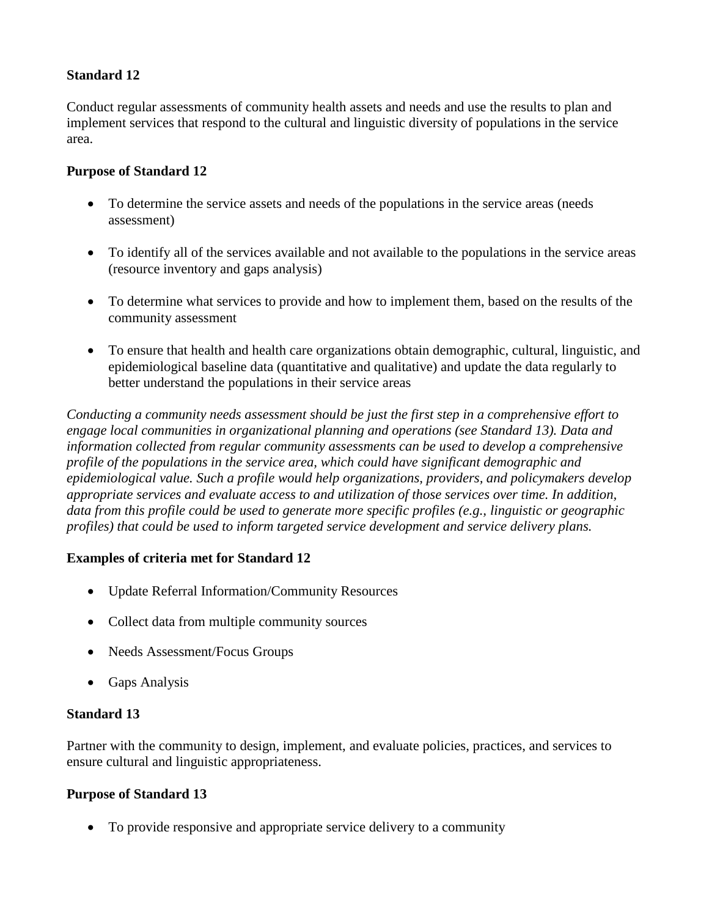**Standard 12**

Conduct regular assessments of community health assets and needs and use the results to plan and implement services that respond to the cultural and linguistic diversity of populations in the service area.

**Purpose of Standard 12**

- To determine the service assets and needs of the populations in the service areas (needs assessment)
- To identify all of the services available and not available to the populations in the service areas (resource inventory and gaps analysis)
- To determine what services to provide and how to implement them, based on the results of the community assessment
- To ensure that health and health care organizations obtain demographic, cultural, linguistic, and epidemiological baseline data (quantitative and qualitative) and update the data regularly to better understand the populations in their service areas

*Conducting a community needs assessment should be just the first step in a comprehensive effort to engage local communities in organizational planning and operations (see Standard 13). Data and information collected from regular community assessments can be used to develop a comprehensive profile of the populations in the service area, which could have significant demographic and epidemiological value. Such a profile would help organizations, providers, and policymakers develop appropriate services and evaluate access to and utilization of those services over time. In addition, data from this profile could be used to generate more specific profiles (e.g., linguistic or geographic profiles) that could be used to inform targeted service development and service delivery plans.*

**Examples of criteria met for Standard 12**

- Update Referral Information/Community Resources
- Collect data from multiple community sources
- Needs Assessment/Focus Groups
- Gaps Analysis

**Standard 13**

Partner with the community to design, implement, and evaluate policies, practices, and services to ensure cultural and linguistic appropriateness.

**Purpose of Standard 13**

- To provide responsive and appropriate service delivery to a community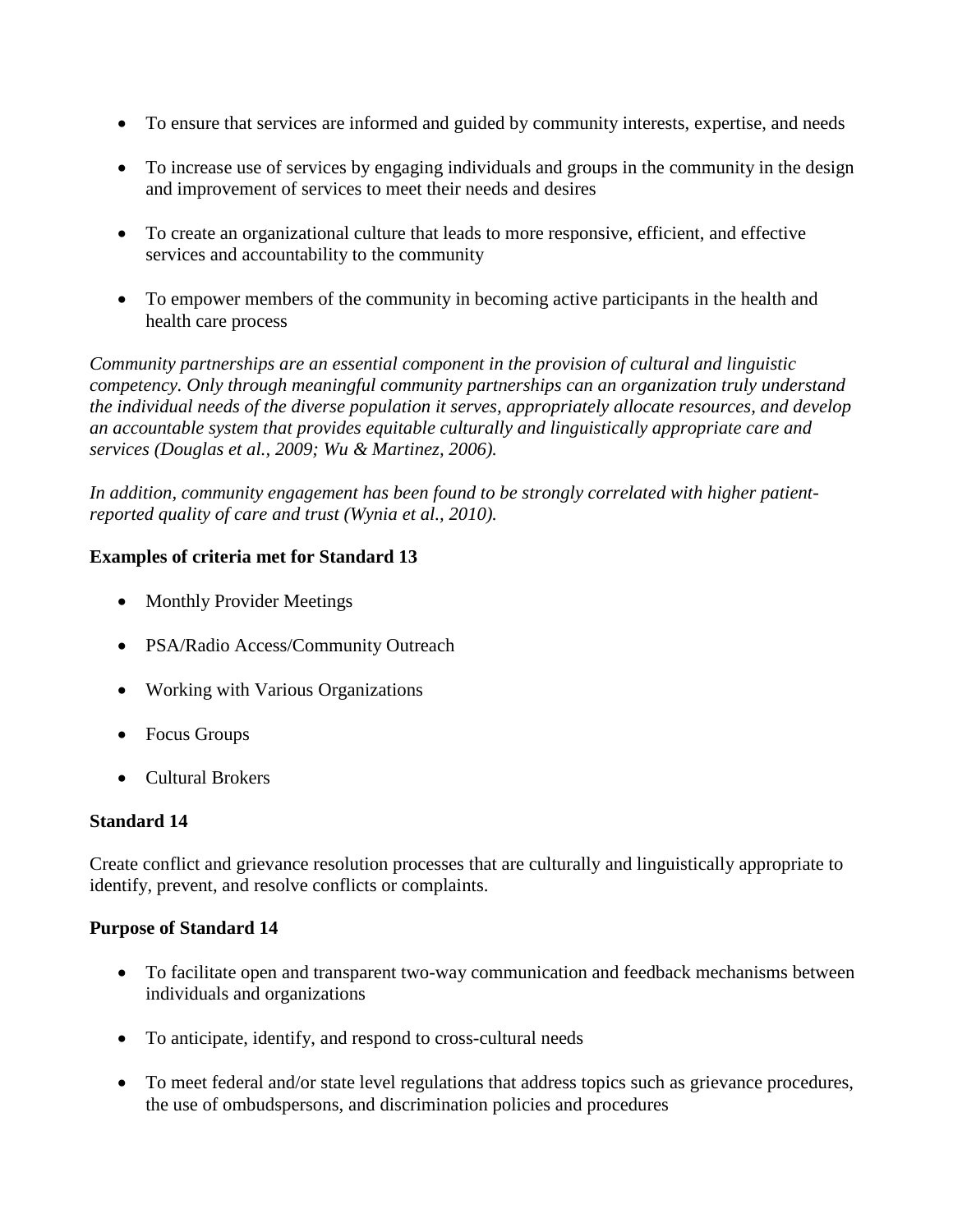- To ensure that services are informed and guided by community interests, expertise, and needs
- To increase use of services by engaging individuals and groups in the community in the design and improvement of services to meet their needs and desires
- To create an organizational culture that leads to more responsive, efficient, and effective services and accountability to the community
- To empower members of the community in becoming active participants in the health and health care process

*Community partnerships are an essential component in the provision of cultural and linguistic competency. Only through meaningful community partnerships can an organization truly understand the individual needs of the diverse population it serves, appropriately allocate resources, and develop an accountable system that provides equitable culturally and linguistically appropriate care and services (Douglas et al., 2009; Wu & Martinez, 2006).*

*In addition, community engagement has been found to be strongly correlated with higher patient-reported quality of care and trust (Wynia et al., 2010).*

**Examples of criteria met for Standard 13**

- Monthly Provider Meetings
- PSA/Radio Access/Community Outreach
- Working with Various Organizations
- Focus Groups
- Cultural Brokers

**Standard 14**

Create conflict and grievance resolution processes that are culturally and linguistically appropriate to identify, prevent, and resolve conflicts or complaints.

**Purpose of Standard 14**

- To facilitate open and transparent two-way communication and feedback mechanisms between individuals and organizations
- To anticipate, identify, and respond to cross-cultural needs
- To meet federal and/or state level regulations that address topics such as grievance procedures, the use of ombudspersons, and discrimination policies and procedures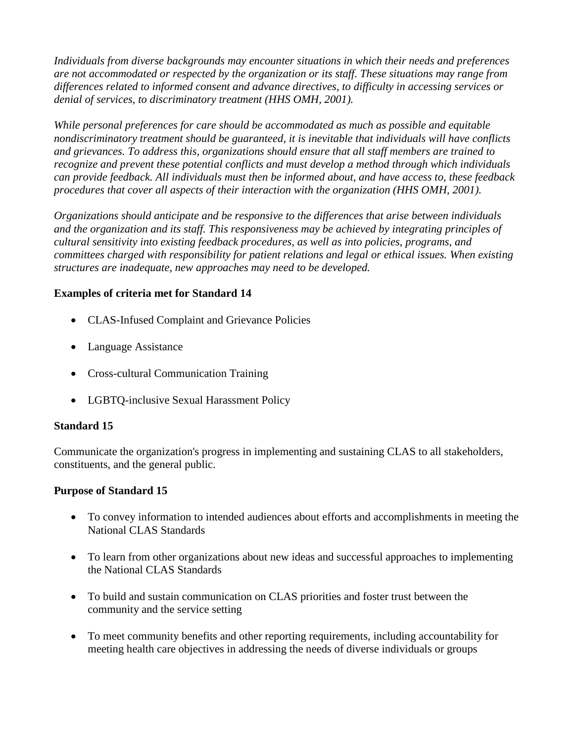*Individuals from diverse backgrounds may encounter situations in which their needs and preferences are not accommodated or respected by the organization or its staff. These situations may range from differences related to informed consent and advance directives, to difficulty in accessing services or denial of services, to discriminatory treatment (HHS OMH, 2001).*

*While personal preferences for care should be accommodated as much as possible and equitable nondiscriminatory treatment should be guaranteed, it is inevitable that individuals will have conflicts and grievances. To address this, organizations should ensure that all staff members are trained to recognize and prevent these potential conflicts and must develop a method through which individuals can provide feedback. All individuals must then be informed about, and have access to, these feedback procedures that cover all aspects of their interaction with the organization (HHS OMH, 2001).*

*Organizations should anticipate and be responsive to the differences that arise between individuals and the organization and its staff. This responsiveness may be achieved by integrating principles of cultural sensitivity into existing feedback procedures, as well as into policies, programs, and committees charged with responsibility for patient relations and legal or ethical issues. When existing structures are inadequate, new approaches may need to be developed.*

**Examples of criteria met for Standard 14**

- CLAS-Infused Complaint and Grievance Policies
- Language Assistance
- Cross-cultural Communication Training
- LGBTQ-inclusive Sexual Harassment Policy

**Standard 15**

Communicate the organization's progress in implementing and sustaining CLAS to all stakeholders, constituents, and the general public.

**Purpose of Standard 15**

- To convey information to intended audiences about efforts and accomplishments in meeting the National CLAS Standards
- To learn from other organizations about new ideas and successful approaches to implementing the National CLAS Standards
- To build and sustain communication on CLAS priorities and foster trust between the community and the service setting
- To meet community benefits and other reporting requirements, including accountability for meeting health care objectives in addressing the needs of diverse individuals or groups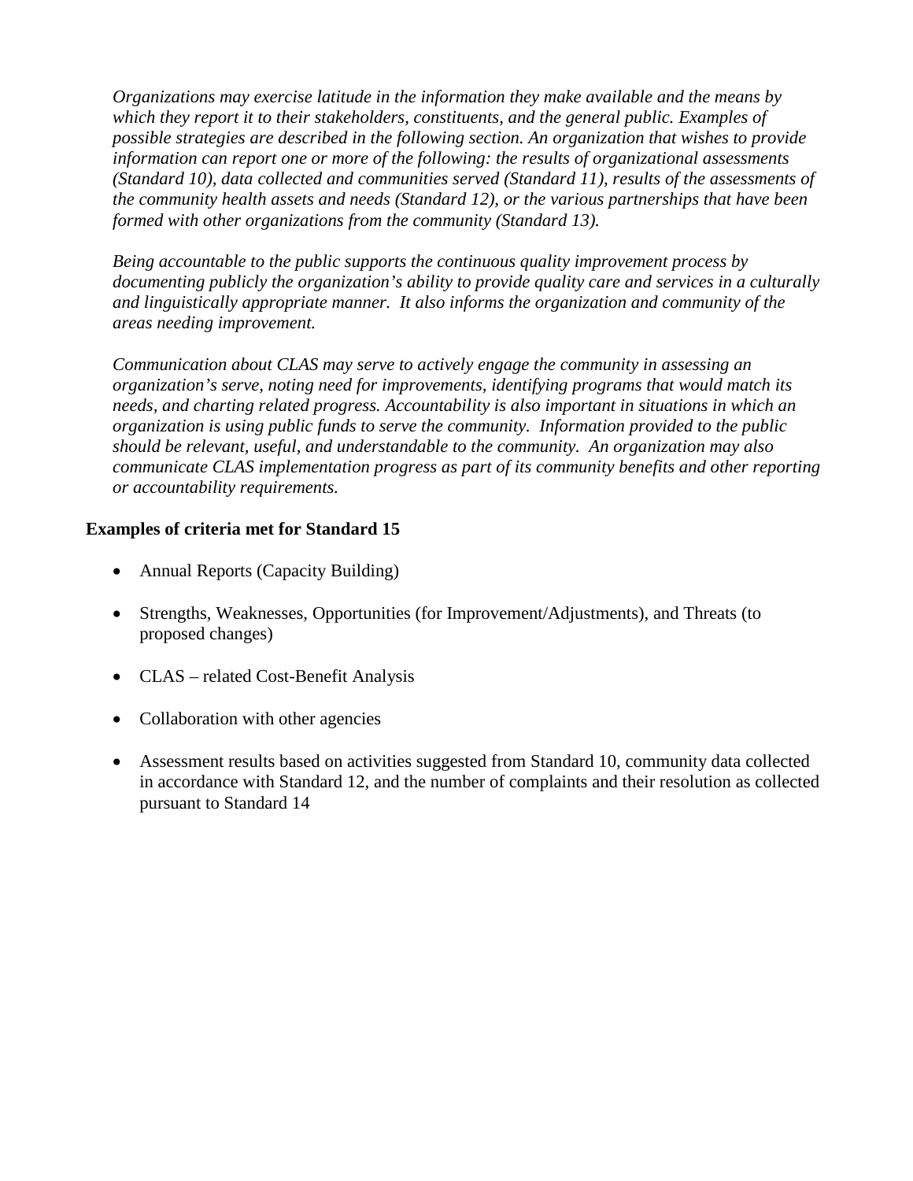*Organizations may exercise latitude in the information they make available and the means by which they report it to their stakeholders, constituents, and the general public. Examples of possible strategies are described in the following section. An organization that wishes to provide information can report one or more of the following: the results of organizational assessments (Standard 10), data collected and communities served (Standard 11), results of the assessments of the community health assets and needs (Standard 12), or the various partnerships that have been formed with other organizations from the community (Standard 13).*

*Being accountable to the public supports the continuous quality improvement process by documenting publicly the organization's ability to provide quality care and services in a culturally and linguistically appropriate manner. It also informs the organization and community of the areas needing improvement.*

*Communication about CLAS may serve to actively engage the community in assessing an organization's serve, noting need for improvements, identifying programs that would match its needs, and charting related progress. Accountability is also important in situations in which an organization is using public funds to serve the community. Information provided to the public should be relevant, useful, and understandable to the community. An organization may also communicate CLAS implementation progress as part of its community benefits and other reporting or accountability requirements.*

**Examples of criteria met for Standard 15**

- Annual Reports (Capacity Building)
- Strengths, Weaknesses, Opportunities (for Improvement/Adjustments), and Threats (to proposed changes)
- CLAS – related Cost-Benefit Analysis
- Collaboration with other agencies
- Assessment results based on activities suggested from Standard 10, community data collected in accordance with Standard 12, and the number of complaints and their resolution as collected pursuant to Standard 14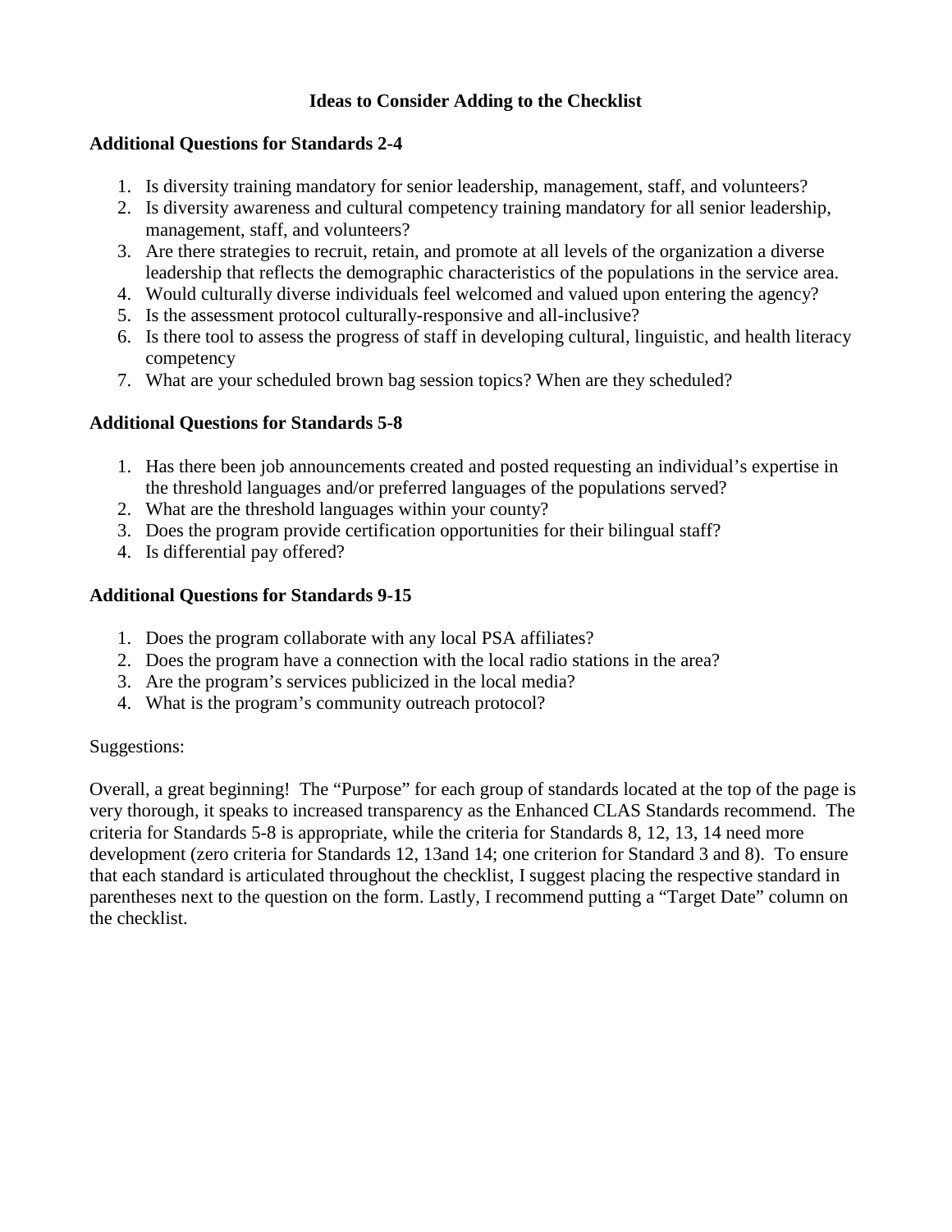## Ideas to Consider Adding to the Checklist

### Additional Questions for Standards 2-4

1. Is diversity training mandatory for senior leadership, management, staff, and volunteers?
2. Is diversity awareness and cultural competency training mandatory for all senior leadership, management, staff, and volunteers?
3. Are there strategies to recruit, retain, and promote at all levels of the organization a diverse leadership that reflects the demographic characteristics of the populations in the service area.
4. Would culturally diverse individuals feel welcomed and valued upon entering the agency?
5. Is the assessment protocol culturally-responsive and all-inclusive?
6. Is there tool to assess the progress of staff in developing cultural, linguistic, and health literacy competency
7. What are your scheduled brown bag session topics? When are they scheduled?

### Additional Questions for Standards 5-8

1. Has there been job announcements created and posted requesting an individual's expertise in the threshold languages and/or preferred languages of the populations served?
2. What are the threshold languages within your county?
3. Does the program provide certification opportunities for their bilingual staff?
4. Is differential pay offered?

### Additional Questions for Standards 9-15

1. Does the program collaborate with any local PSA affiliates?
2. Does the program have a connection with the local radio stations in the area?
3. Are the program's services publicized in the local media?
4. What is the program's community outreach protocol?

Suggestions:

Overall, a great beginning! The "Purpose" for each group of standards located at the top of the page is very thorough, it speaks to increased transparency as the Enhanced CLAS Standards recommend. The criteria for Standards 5-8 is appropriate, while the criteria for Standards 8, 12, 13, 14 need more development (zero criteria for Standards 12, 13and 14; one criterion for Standard 3 and 8). To ensure that each standard is articulated throughout the checklist, I suggest placing the respective standard in parentheses next to the question on the form. Lastly, I recommend putting a "Target Date" column on the checklist.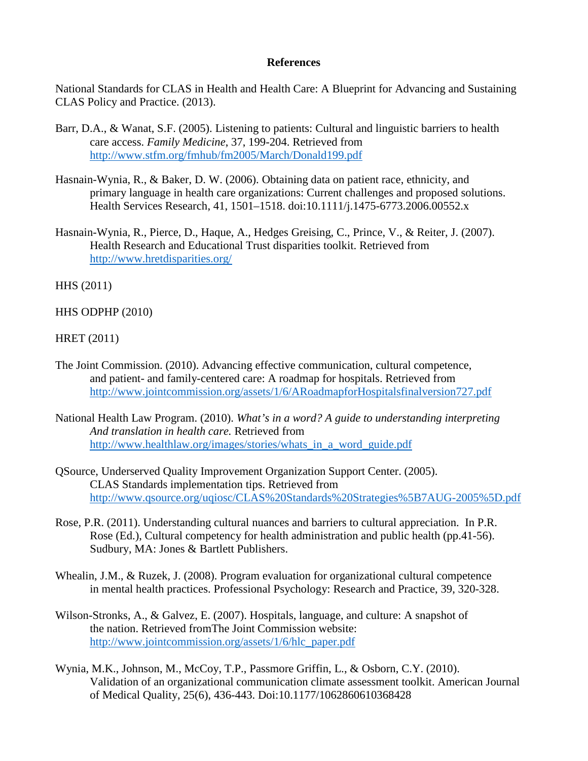**References**

National Standards for CLAS in Health and Health Care: A Blueprint for Advancing and Sustaining CLAS Policy and Practice. (2013).

Barr, D.A., & Wanat, S.F. (2005). Listening to patients: Cultural and linguistic barriers to health care access. *Family Medicine*, 37, 199-204. Retrieved from http://www.stfm.org/fmhub/fm2005/March/Donald199.pdf

Hasnain-Wynia, R., & Baker, D. W. (2006). Obtaining data on patient race, ethnicity, and primary language in health care organizations: Current challenges and proposed solutions. Health Services Research, 41, 1501–1518. doi:10.1111/j.1475-6773.2006.00552.x

Hasnain-Wynia, R., Pierce, D., Haque, A., Hedges Greising, C., Prince, V., & Reiter, J. (2007). Health Research and Educational Trust disparities toolkit. Retrieved from http://www.hretdisparities.org/

HHS (2011)

HHS ODPHP (2010)

HRET (2011)

The Joint Commission. (2010). Advancing effective communication, cultural competence, and patient- and family-centered care: A roadmap for hospitals. Retrieved from http://www.jointcommission.org/assets/1/6/ARoadmapforHospitalsfinalversion727.pdf

National Health Law Program. (2010). *What's in a word? A guide to understanding interpreting And translation in health care.* Retrieved from http://www.healthlaw.org/images/stories/whats_in_a_word_guide.pdf

QSource, Underserved Quality Improvement Organization Support Center. (2005). CLAS Standards implementation tips. Retrieved from http://www.qsource.org/uqiosc/CLAS%20Standards%20Strategies%5B7AUG-2005%5D.pdf

Rose, P.R. (2011). Understanding cultural nuances and barriers to cultural appreciation. In P.R. Rose (Ed.), Cultural competency for health administration and public health (pp.41-56). Sudbury, MA: Jones & Bartlett Publishers.

Whealin, J.M., & Ruzek, J. (2008). Program evaluation for organizational cultural competence in mental health practices. Professional Psychology: Research and Practice, 39, 320-328.

Wilson-Stronks, A., & Galvez, E. (2007). Hospitals, language, and culture: A snapshot of the nation. Retrieved fromThe Joint Commission website: http://www.jointcommission.org/assets/1/6/hlc_paper.pdf

Wynia, M.K., Johnson, M., McCoy, T.P., Passmore Griffin, L., & Osborn, C.Y. (2010). Validation of an organizational communication climate assessment toolkit. American Journal of Medical Quality, 25(6), 436-443. Doi:10.1177/1062860610368428